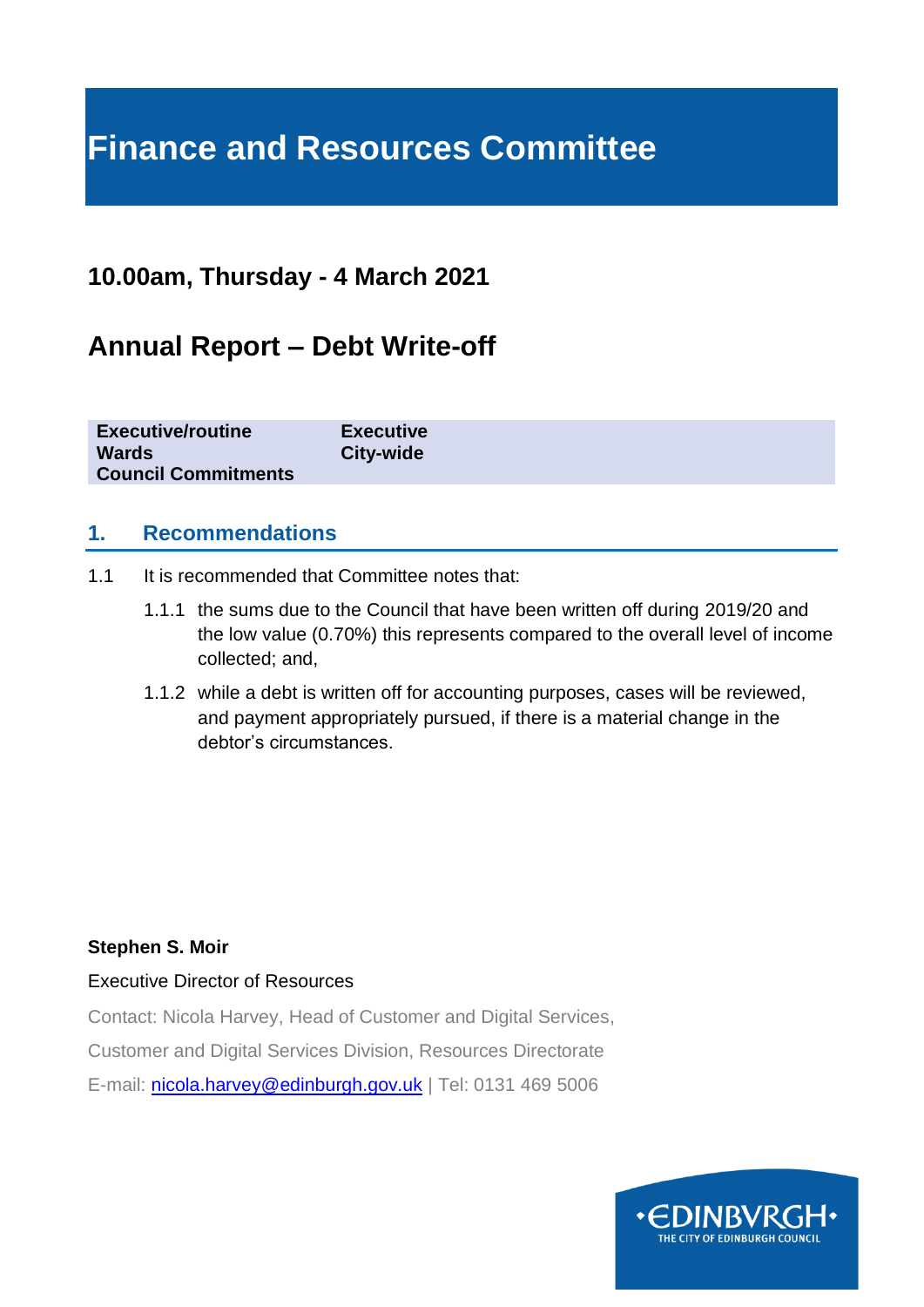# Finance and Resources Committee

## 10.00am, Thursday - 4 March 2021

## Annual Report – Debt Write-off

| | |
|---|---|
| **Executive/routine** | **Executive** |
| **Wards** | **City-wide** |
| **Council Commitments** | |

### 1. Recommendations

1.1 It is recommended that Committee notes that:

1.1.1 the sums due to the Council that have been written off during 2019/20 and the low value (0.70%) this represents compared to the overall level of income collected; and,

1.1.2 while a debt is written off for accounting purposes, cases will be reviewed, and payment appropriately pursued, if there is a material change in the debtor's circumstances.

**Stephen S. Moir**

Executive Director of Resources

Contact: Nicola Harvey, Head of Customer and Digital Services,

Customer and Digital Services Division, Resources Directorate

E-mail: nicola.harvey@edinburgh.gov.uk | Tel: 0131 469 5006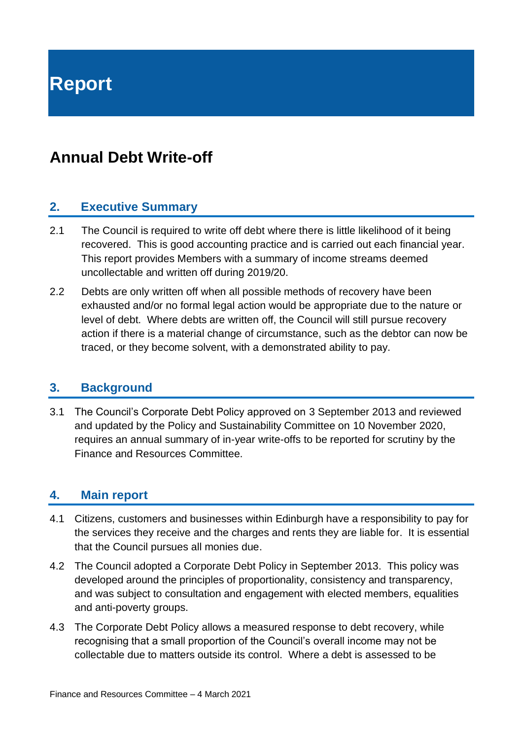# Report

## Annual Debt Write-off

### 2. Executive Summary

2.1 The Council is required to write off debt where there is little likelihood of it being recovered. This is good accounting practice and is carried out each financial year. This report provides Members with a summary of income streams deemed uncollectable and written off during 2019/20.

2.2 Debts are only written off when all possible methods of recovery have been exhausted and/or no formal legal action would be appropriate due to the nature or level of debt. Where debts are written off, the Council will still pursue recovery action if there is a material change of circumstance, such as the debtor can now be traced, or they become solvent, with a demonstrated ability to pay.

### 3. Background

3.1 The Council's Corporate Debt Policy approved on 3 September 2013 and reviewed and updated by the Policy and Sustainability Committee on 10 November 2020, requires an annual summary of in-year write-offs to be reported for scrutiny by the Finance and Resources Committee.

### 4. Main report

4.1 Citizens, customers and businesses within Edinburgh have a responsibility to pay for the services they receive and the charges and rents they are liable for. It is essential that the Council pursues all monies due.

4.2 The Council adopted a Corporate Debt Policy in September 2013. This policy was developed around the principles of proportionality, consistency and transparency, and was subject to consultation and engagement with elected members, equalities and anti-poverty groups.

4.3 The Corporate Debt Policy allows a measured response to debt recovery, while recognising that a small proportion of the Council's overall income may not be collectable due to matters outside its control. Where a debt is assessed to be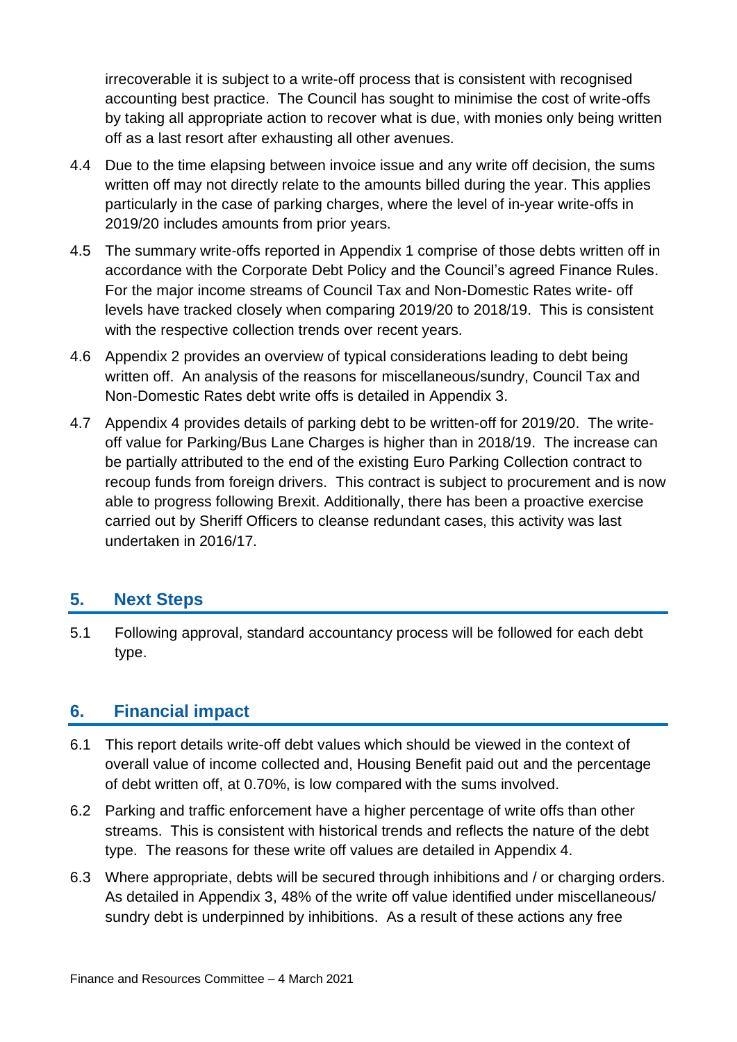irrecoverable it is subject to a write-off process that is consistent with recognised accounting best practice. The Council has sought to minimise the cost of write-offs by taking all appropriate action to recover what is due, with monies only being written off as a last resort after exhausting all other avenues.

4.4 Due to the time elapsing between invoice issue and any write off decision, the sums written off may not directly relate to the amounts billed during the year. This applies particularly in the case of parking charges, where the level of in-year write-offs in 2019/20 includes amounts from prior years.

4.5 The summary write-offs reported in Appendix 1 comprise of those debts written off in accordance with the Corporate Debt Policy and the Council's agreed Finance Rules. For the major income streams of Council Tax and Non-Domestic Rates write- off levels have tracked closely when comparing 2019/20 to 2018/19. This is consistent with the respective collection trends over recent years.

4.6 Appendix 2 provides an overview of typical considerations leading to debt being written off. An analysis of the reasons for miscellaneous/sundry, Council Tax and Non-Domestic Rates debt write offs is detailed in Appendix 3.

4.7 Appendix 4 provides details of parking debt to be written-off for 2019/20. The write-off value for Parking/Bus Lane Charges is higher than in 2018/19. The increase can be partially attributed to the end of the existing Euro Parking Collection contract to recoup funds from foreign drivers. This contract is subject to procurement and is now able to progress following Brexit. Additionally, there has been a proactive exercise carried out by Sheriff Officers to cleanse redundant cases, this activity was last undertaken in 2016/17.

## 5. Next Steps

5.1 Following approval, standard accountancy process will be followed for each debt type.

## 6. Financial impact

6.1 This report details write-off debt values which should be viewed in the context of overall value of income collected and, Housing Benefit paid out and the percentage of debt written off, at 0.70%, is low compared with the sums involved.

6.2 Parking and traffic enforcement have a higher percentage of write offs than other streams. This is consistent with historical trends and reflects the nature of the debt type. The reasons for these write off values are detailed in Appendix 4.

6.3 Where appropriate, debts will be secured through inhibitions and / or charging orders. As detailed in Appendix 3, 48% of the write off value identified under miscellaneous/ sundry debt is underpinned by inhibitions. As a result of these actions any free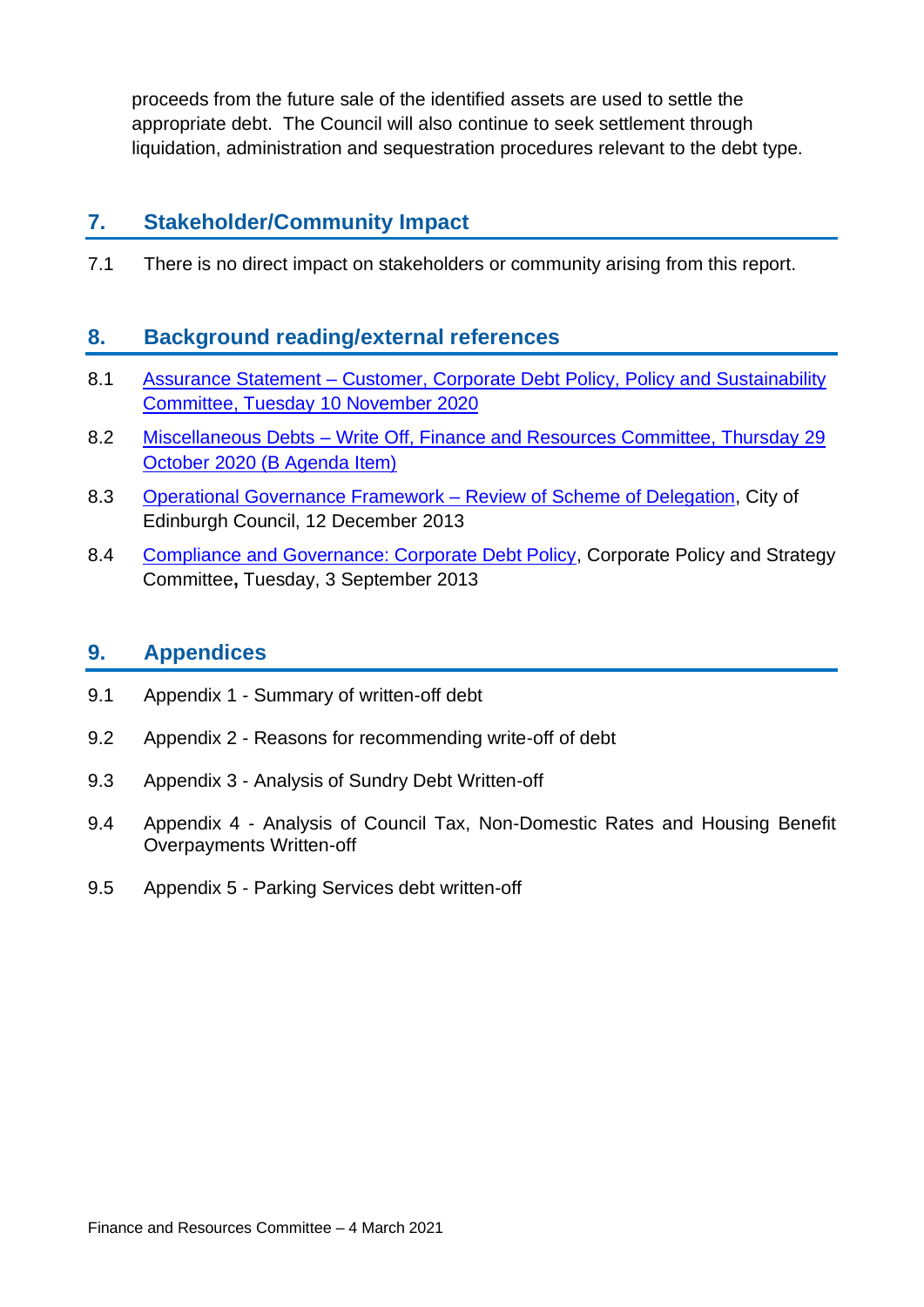proceeds from the future sale of the identified assets are used to settle the appropriate debt. The Council will also continue to seek settlement through liquidation, administration and sequestration procedures relevant to the debt type.

## 7. Stakeholder/Community Impact

7.1 There is no direct impact on stakeholders or community arising from this report.

## 8. Background reading/external references

8.1 Assurance Statement – Customer, Corporate Debt Policy, Policy and Sustainability Committee, Tuesday 10 November 2020

8.2 Miscellaneous Debts – Write Off, Finance and Resources Committee, Thursday 29 October 2020 (B Agenda Item)

8.3 Operational Governance Framework – Review of Scheme of Delegation, City of Edinburgh Council, 12 December 2013

8.4 Compliance and Governance: Corporate Debt Policy, Corporate Policy and Strategy Committee**,** Tuesday, 3 September 2013

## 9. Appendices

9.1 Appendix 1 - Summary of written-off debt

9.2 Appendix 2 - Reasons for recommending write-off of debt

9.3 Appendix 3 - Analysis of Sundry Debt Written-off

9.4 Appendix 4 - Analysis of Council Tax, Non-Domestic Rates and Housing Benefit Overpayments Written-off

9.5 Appendix 5 - Parking Services debt written-off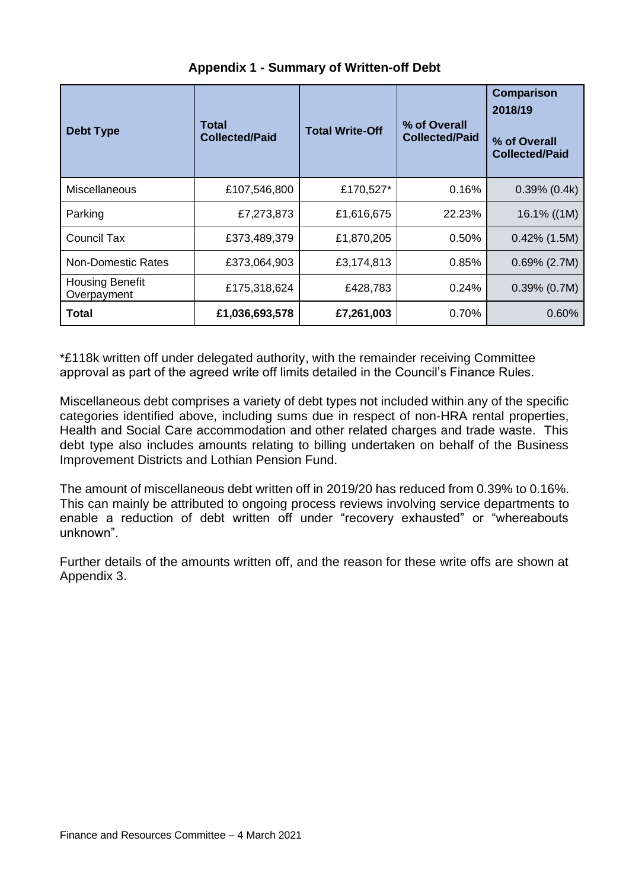## Appendix 1 - Summary of Written-off Debt

| Debt Type | Total Collected/Paid | Total Write-Off | % of Overall Collected/Paid | Comparison 2018/19<br><br>% of Overall Collected/Paid |
|---|---|---|---|---|
| Miscellaneous | £107,546,800 | £170,527* | 0.16% | 0.39% (0.4k) |
| Parking | £7,273,873 | £1,616,675 | 22.23% | 16.1% ((1M) |
| Council Tax | £373,489,379 | £1,870,205 | 0.50% | 0.42% (1.5M) |
| Non-Domestic Rates | £373,064,903 | £3,174,813 | 0.85% | 0.69% (2.7M) |
| Housing Benefit Overpayment | £175,318,624 | £428,783 | 0.24% | 0.39% (0.7M) |
| **Total** | **£1,036,693,578** | **£7,261,003** | 0.70% | 0.60% |

*£118k written off under delegated authority, with the remainder receiving Committee approval as part of the agreed write off limits detailed in the Council's Finance Rules.

Miscellaneous debt comprises a variety of debt types not included within any of the specific categories identified above, including sums due in respect of non-HRA rental properties, Health and Social Care accommodation and other related charges and trade waste. This debt type also includes amounts relating to billing undertaken on behalf of the Business Improvement Districts and Lothian Pension Fund.

The amount of miscellaneous debt written off in 2019/20 has reduced from 0.39% to 0.16%. This can mainly be attributed to ongoing process reviews involving service departments to enable a reduction of debt written off under "recovery exhausted" or "whereabouts unknown".

Further details of the amounts written off, and the reason for these write offs are shown at Appendix 3.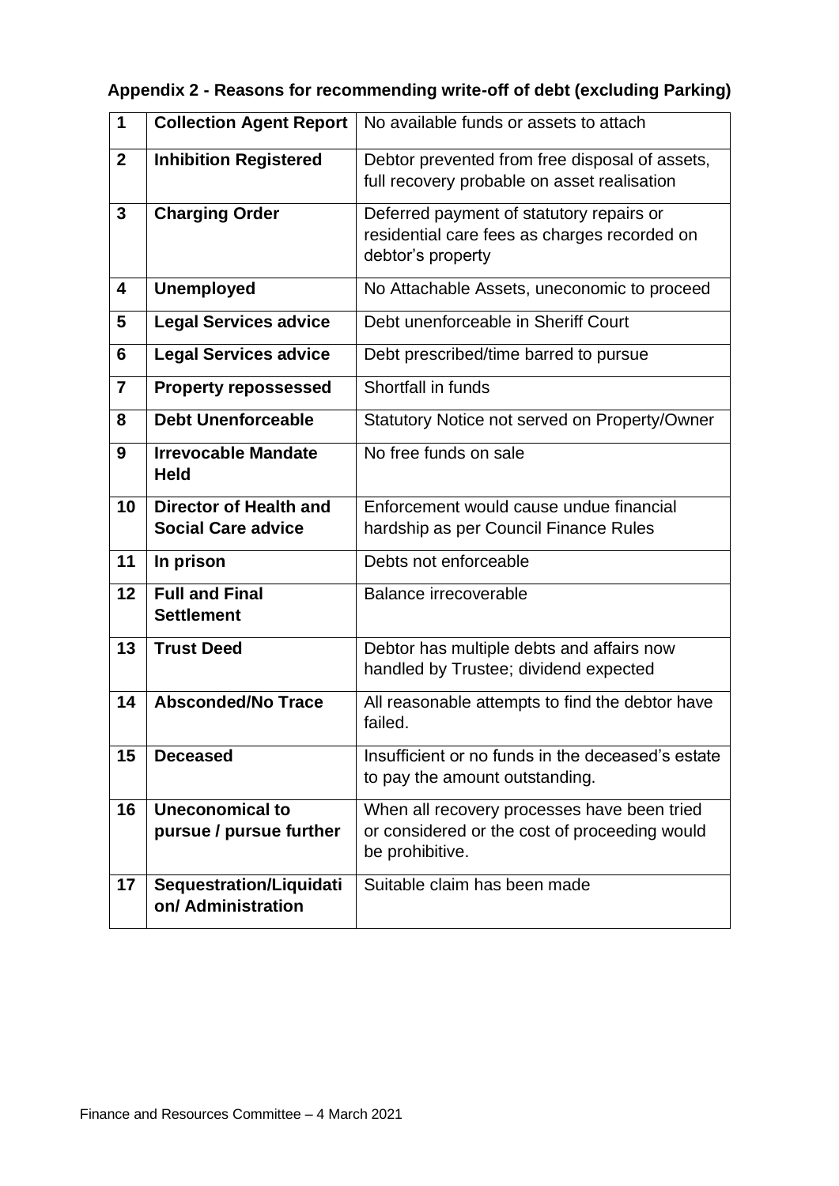**Appendix 2 - Reasons for recommending write-off of debt (excluding Parking)**

| | | |
|---|---|---|
| **1** | **Collection Agent Report** | No available funds or assets to attach |
| **2** | **Inhibition Registered** | Debtor prevented from free disposal of assets, full recovery probable on asset realisation |
| **3** | **Charging Order** | Deferred payment of statutory repairs or residential care fees as charges recorded on debtor's property |
| **4** | **Unemployed** | No Attachable Assets, uneconomic to proceed |
| **5** | **Legal Services advice** | Debt unenforceable in Sheriff Court |
| **6** | **Legal Services advice** | Debt prescribed/time barred to pursue |
| **7** | **Property repossessed** | Shortfall in funds |
| **8** | **Debt Unenforceable** | Statutory Notice not served on Property/Owner |
| **9** | **Irrevocable Mandate Held** | No free funds on sale |
| **10** | **Director of Health and Social Care advice** | Enforcement would cause undue financial hardship as per Council Finance Rules |
| **11** | **In prison** | Debts not enforceable |
| **12** | **Full and Final Settlement** | Balance irrecoverable |
| **13** | **Trust Deed** | Debtor has multiple debts and affairs now handled by Trustee; dividend expected |
| **14** | **Absconded/No Trace** | All reasonable attempts to find the debtor have failed. |
| **15** | **Deceased** | Insufficient or no funds in the deceased's estate to pay the amount outstanding. |
| **16** | **Uneconomical to pursue / pursue further** | When all recovery processes have been tried or considered or the cost of proceeding would be prohibitive. |
| **17** | **Sequestration/Liquidation/ Administration** | Suitable claim has been made |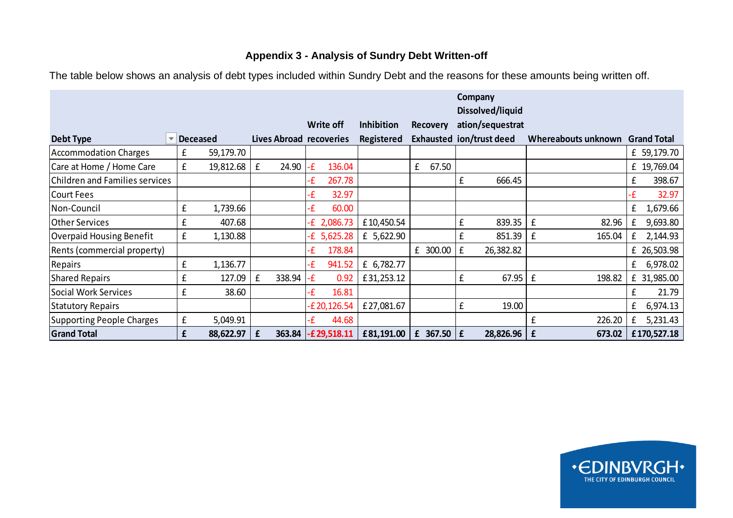## Appendix 3 - Analysis of Sundry Debt Written-off

The table below shows an analysis of debt types included within Sundry Debt and the reasons for these amounts being written off.

| Debt Type | Deceased | Lives Abroad | Write off recoveries | Inhibition Registered | Recovery Exhausted | Company Dissolved/liquidation/sequestration/trust deed | Whereabouts unknown | Grand Total |
|---|---|---|---|---|---|---|---|---|
| Accommodation Charges | £ 59,179.70 | | | | | | | £ 59,179.70 |
| Care at Home / Home Care | £ 19,812.68 | £ 24.90 | -£ 136.04 | | £ 67.50 | | | £ 19,769.04 |
| Children and Families services | | | -£ 267.78 | | | £ 666.45 | | £ 398.67 |
| Court Fees | | | -£ 32.97 | | | | | -£ 32.97 |
| Non-Council | £ 1,739.66 | | -£ 60.00 | | | | | £ 1,679.66 |
| Other Services | £ 407.68 | | -£ 2,086.73 | £10,450.54 | | £ 839.35 | £ 82.96 | £ 9,693.80 |
| Overpaid Housing Benefit | £ 1,130.88 | | -£ 5,625.28 | £ 5,622.90 | | £ 851.39 | £ 165.04 | £ 2,144.93 |
| Rents (commercial property) | | | -£ 178.84 | | £ 300.00 | £ 26,382.82 | | £ 26,503.98 |
| Repairs | £ 1,136.77 | | -£ 941.52 | £ 6,782.77 | | | | £ 6,978.02 |
| Shared Repairs | £ 127.09 | £ 338.94 | -£ 0.92 | £31,253.12 | | £ 67.95 | £ 198.82 | £ 31,985.00 |
| Social Work Services | £ 38.60 | | -£ 16.81 | | | | | £ 21.79 |
| Statutory Repairs | | | -£20,126.54 | £27,081.67 | | £ 19.00 | | £ 6,974.13 |
| Supporting People Charges | £ 5,049.91 | | -£ 44.68 | | | | £ 226.20 | £ 5,231.43 |
| **Grand Total** | **£ 88,622.97** | **£ 363.84** | **-£29,518.11** | **£81,191.00** | **£ 367.50** | **£ 28,826.96** | **£ 673.02** | **£170,527.18** |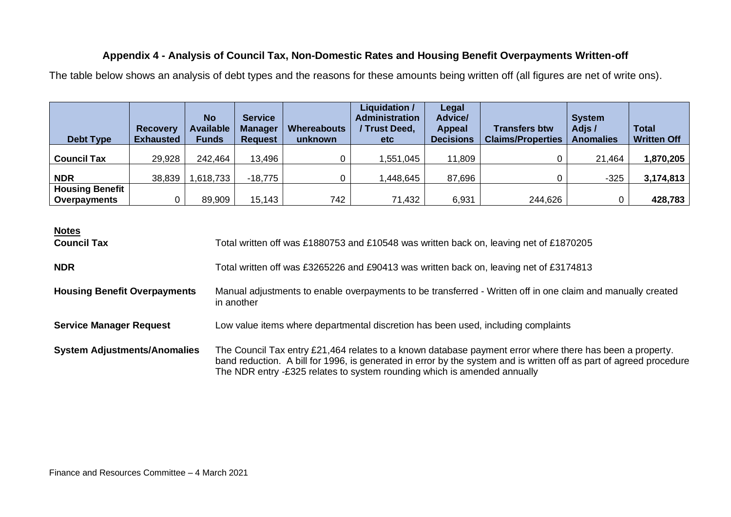## Appendix 4 - Analysis of Council Tax, Non-Domestic Rates and Housing Benefit Overpayments Written-off

The table below shows an analysis of debt types and the reasons for these amounts being written off (all figures are net of write ons).

| Debt Type | Recovery Exhausted | No Available Funds | Service Manager Request | Whereabouts unknown | Liquidation / Administration / Trust Deed, etc | Legal Advice/ Appeal Decisions | Transfers btw Claims/Properties | System Adjs / Anomalies | Total Written Off |
|---|---|---|---|---|---|---|---|---|---|
| **Council Tax** | 29,928 | 242,464 | 13,496 | 0 | 1,551,045 | 11,809 | 0 | 21,464 | **1,870,205** |
| **NDR** | 38,839 | 1,618,733 | -18,775 | 0 | 1,448,645 | 87,696 | 0 | -325 | **3,174,813** |
| **Housing Benefit Overpayments** | 0 | 89,909 | 15,143 | 742 | 71,432 | 6,931 | 244,626 | 0 | **428,783** |

**Notes**

**Council Tax** — Total written off was £1880753 and £10548 was written back on, leaving net of £1870205

**NDR** — Total written off was £3265226 and £90413 was written back on, leaving net of £3174813

**Housing Benefit Overpayments** — Manual adjustments to enable overpayments to be transferred - Written off in one claim and manually created in another

**Service Manager Request** — Low value items where departmental discretion has been used, including complaints

**System Adjustments/Anomalies** — The Council Tax entry £21,464 relates to a known database payment error where there has been a property. band reduction. A bill for 1996, is generated in error by the system and is written off as part of agreed procedure The NDR entry -£325 relates to system rounding which is amended annually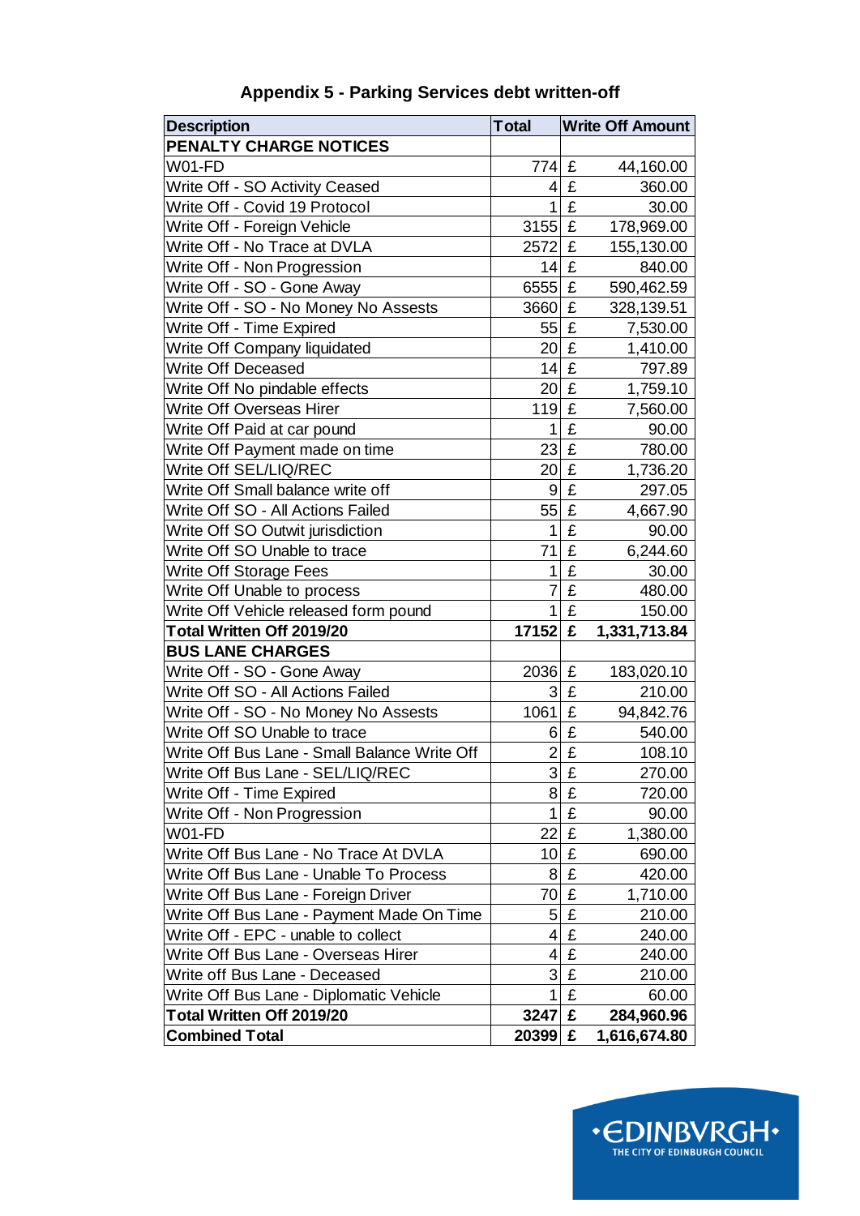# Appendix 5 - Parking Services debt written-off

| Description | Total | Write Off Amount | |
|---|---|---|---|
| **PENALTY CHARGE NOTICES** | | | |
| W01-FD | 774 | £ | 44,160.00 |
| Write Off - SO Activity Ceased | 4 | £ | 360.00 |
| Write Off - Covid 19 Protocol | 1 | £ | 30.00 |
| Write Off - Foreign Vehicle | 3155 | £ | 178,969.00 |
| Write Off - No Trace at DVLA | 2572 | £ | 155,130.00 |
| Write Off - Non Progression | 14 | £ | 840.00 |
| Write Off - SO - Gone Away | 6555 | £ | 590,462.59 |
| Write Off - SO - No Money No Assests | 3660 | £ | 328,139.51 |
| Write Off - Time Expired | 55 | £ | 7,530.00 |
| Write Off Company liquidated | 20 | £ | 1,410.00 |
| Write Off Deceased | 14 | £ | 797.89 |
| Write Off No pindable effects | 20 | £ | 1,759.10 |
| Write Off Overseas Hirer | 119 | £ | 7,560.00 |
| Write Off Paid at car pound | 1 | £ | 90.00 |
| Write Off Payment made on time | 23 | £ | 780.00 |
| Write Off SEL/LIQ/REC | 20 | £ | 1,736.20 |
| Write Off Small balance write off | 9 | £ | 297.05 |
| Write Off SO - All Actions Failed | 55 | £ | 4,667.90 |
| Write Off SO Outwit jurisdiction | 1 | £ | 90.00 |
| Write Off SO Unable to trace | 71 | £ | 6,244.60 |
| Write Off Storage Fees | 1 | £ | 30.00 |
| Write Off Unable to process | 7 | £ | 480.00 |
| Write Off Vehicle released form pound | 1 | £ | 150.00 |
| **Total Written Off 2019/20** | **17152** | **£** | **1,331,713.84** |
| **BUS LANE CHARGES** | | | |
| Write Off - SO - Gone Away | 2036 | £ | 183,020.10 |
| Write Off SO - All Actions Failed | 3 | £ | 210.00 |
| Write Off - SO - No Money No Assests | 1061 | £ | 94,842.76 |
| Write Off SO Unable to trace | 6 | £ | 540.00 |
| Write Off Bus Lane - Small Balance Write Off | 2 | £ | 108.10 |
| Write Off Bus Lane - SEL/LIQ/REC | 3 | £ | 270.00 |
| Write Off - Time Expired | 8 | £ | 720.00 |
| Write Off - Non Progression | 1 | £ | 90.00 |
| W01-FD | 22 | £ | 1,380.00 |
| Write Off Bus Lane - No Trace At DVLA | 10 | £ | 690.00 |
| Write Off Bus Lane - Unable To Process | 8 | £ | 420.00 |
| Write Off Bus Lane - Foreign Driver | 70 | £ | 1,710.00 |
| Write Off Bus Lane - Payment Made On Time | 5 | £ | 210.00 |
| Write Off - EPC - unable to collect | 4 | £ | 240.00 |
| Write Off Bus Lane - Overseas Hirer | 4 | £ | 240.00 |
| Write off Bus Lane - Deceased | 3 | £ | 210.00 |
| Write Off Bus Lane - Diplomatic Vehicle | 1 | £ | 60.00 |
| **Total Written Off 2019/20** | **3247** | **£** | **284,960.96** |
| **Combined Total** | **20399** | **£** | **1,616,674.80** |

•EDINBVRGH•
THE CITY OF EDINBURGH COUNCIL